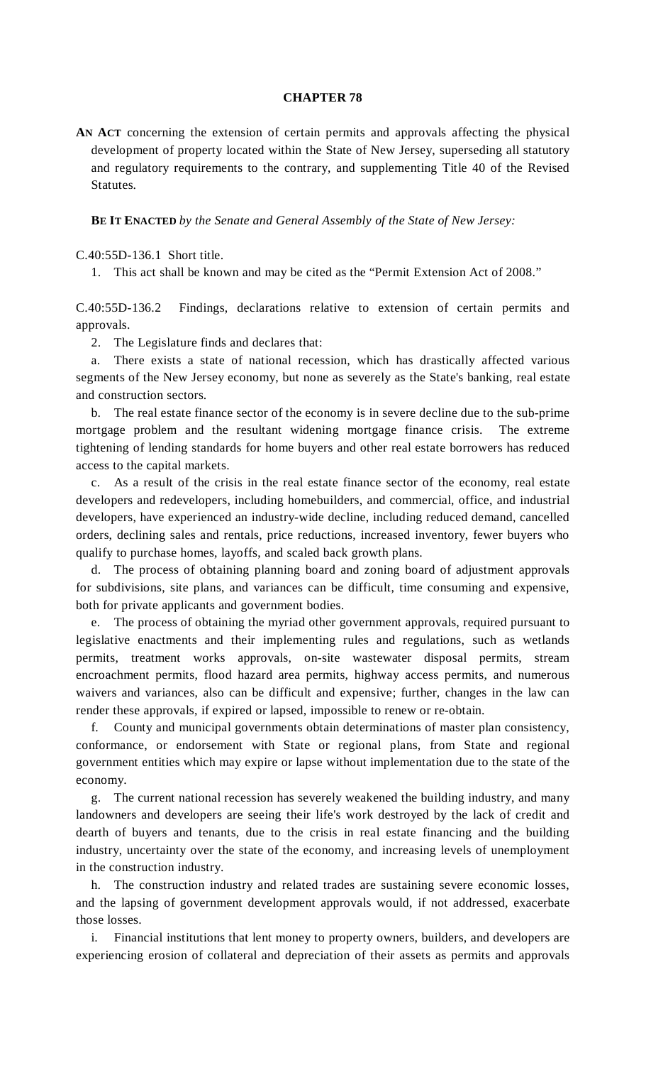# CHAPTER 78

**AN ACT** concerning the extension of certain permits and approvals affecting the physical development of property located within the State of New Jersey, superseding all statutory and regulatory requirements to the contrary, and supplementing Title 40 of the Revised Statutes.

**BE IT ENACTED** *by the Senate and General Assembly of the State of New Jersey:*

C.40:55D-136.1 Short title.

1. This act shall be known and may be cited as the "Permit Extension Act of 2008."

C.40:55D-136.2 Findings, declarations relative to extension of certain permits and approvals.

2. The Legislature finds and declares that:

a. There exists a state of national recession, which has drastically affected various segments of the New Jersey economy, but none as severely as the State's banking, real estate and construction sectors.

b. The real estate finance sector of the economy is in severe decline due to the sub-prime mortgage problem and the resultant widening mortgage finance crisis. The extreme tightening of lending standards for home buyers and other real estate borrowers has reduced access to the capital markets.

c. As a result of the crisis in the real estate finance sector of the economy, real estate developers and redevelopers, including homebuilders, and commercial, office, and industrial developers, have experienced an industry-wide decline, including reduced demand, cancelled orders, declining sales and rentals, price reductions, increased inventory, fewer buyers who qualify to purchase homes, layoffs, and scaled back growth plans.

d. The process of obtaining planning board and zoning board of adjustment approvals for subdivisions, site plans, and variances can be difficult, time consuming and expensive, both for private applicants and government bodies.

e. The process of obtaining the myriad other government approvals, required pursuant to legislative enactments and their implementing rules and regulations, such as wetlands permits, treatment works approvals, on-site wastewater disposal permits, stream encroachment permits, flood hazard area permits, highway access permits, and numerous waivers and variances, also can be difficult and expensive; further, changes in the law can render these approvals, if expired or lapsed, impossible to renew or re-obtain.

f. County and municipal governments obtain determinations of master plan consistency, conformance, or endorsement with State or regional plans, from State and regional government entities which may expire or lapse without implementation due to the state of the economy.

g. The current national recession has severely weakened the building industry, and many landowners and developers are seeing their life's work destroyed by the lack of credit and dearth of buyers and tenants, due to the crisis in real estate financing and the building industry, uncertainty over the state of the economy, and increasing levels of unemployment in the construction industry.

h. The construction industry and related trades are sustaining severe economic losses, and the lapsing of government development approvals would, if not addressed, exacerbate those losses.

i. Financial institutions that lent money to property owners, builders, and developers are experiencing erosion of collateral and depreciation of their assets as permits and approvals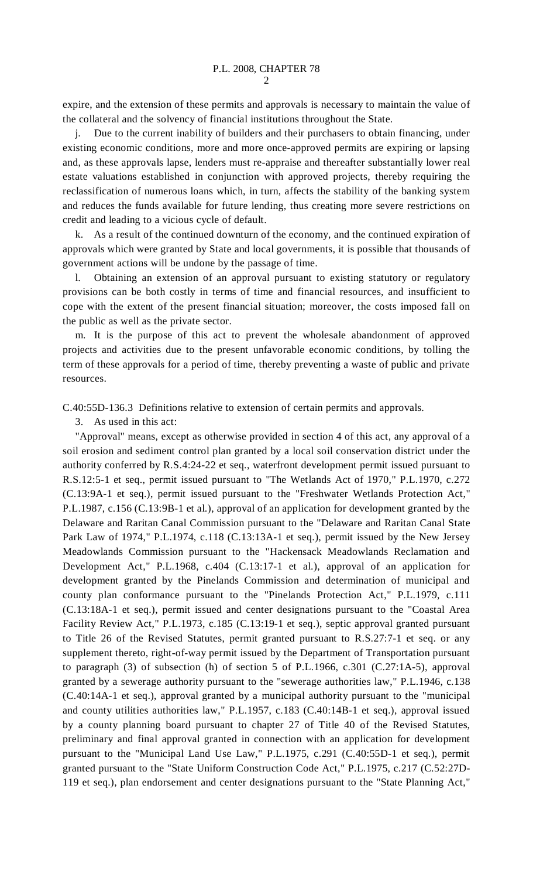expire, and the extension of these permits and approvals is necessary to maintain the value of the collateral and the solvency of financial institutions throughout the State.

j. Due to the current inability of builders and their purchasers to obtain financing, under existing economic conditions, more and more once-approved permits are expiring or lapsing and, as these approvals lapse, lenders must re-appraise and thereafter substantially lower real estate valuations established in conjunction with approved projects, thereby requiring the reclassification of numerous loans which, in turn, affects the stability of the banking system and reduces the funds available for future lending, thus creating more severe restrictions on credit and leading to a vicious cycle of default.

k. As a result of the continued downturn of the economy, and the continued expiration of approvals which were granted by State and local governments, it is possible that thousands of government actions will be undone by the passage of time.

l. Obtaining an extension of an approval pursuant to existing statutory or regulatory provisions can be both costly in terms of time and financial resources, and insufficient to cope with the extent of the present financial situation; moreover, the costs imposed fall on the public as well as the private sector.

m. It is the purpose of this act to prevent the wholesale abandonment of approved projects and activities due to the present unfavorable economic conditions, by tolling the term of these approvals for a period of time, thereby preventing a waste of public and private resources.

C.40:55D-136.3 Definitions relative to extension of certain permits and approvals.

3. As used in this act:

"Approval" means, except as otherwise provided in section 4 of this act, any approval of a soil erosion and sediment control plan granted by a local soil conservation district under the authority conferred by R.S.4:24-22 et seq., waterfront development permit issued pursuant to R.S.12:5-1 et seq., permit issued pursuant to "The Wetlands Act of 1970," P.L.1970, c.272 (C.13:9A-1 et seq.), permit issued pursuant to the "Freshwater Wetlands Protection Act," P.L.1987, c.156 (C.13:9B-1 et al.), approval of an application for development granted by the Delaware and Raritan Canal Commission pursuant to the "Delaware and Raritan Canal State Park Law of 1974," P.L.1974, c.118 (C.13:13A-1 et seq.), permit issued by the New Jersey Meadowlands Commission pursuant to the "Hackensack Meadowlands Reclamation and Development Act," P.L.1968, c.404 (C.13:17-1 et al.), approval of an application for development granted by the Pinelands Commission and determination of municipal and county plan conformance pursuant to the "Pinelands Protection Act," P.L.1979, c.111 (C.13:18A-1 et seq.), permit issued and center designations pursuant to the "Coastal Area Facility Review Act," P.L.1973, c.185 (C.13:19-1 et seq.), septic approval granted pursuant to Title 26 of the Revised Statutes, permit granted pursuant to R.S.27:7-1 et seq. or any supplement thereto, right-of-way permit issued by the Department of Transportation pursuant to paragraph (3) of subsection (h) of section 5 of P.L.1966, c.301 (C.27:1A-5), approval granted by a sewerage authority pursuant to the "sewerage authorities law," P.L.1946, c.138 (C.40:14A-1 et seq.), approval granted by a municipal authority pursuant to the "municipal and county utilities authorities law," P.L.1957, c.183 (C.40:14B-1 et seq.), approval issued by a county planning board pursuant to chapter 27 of Title 40 of the Revised Statutes, preliminary and final approval granted in connection with an application for development pursuant to the "Municipal Land Use Law," P.L.1975, c.291 (C.40:55D-1 et seq.), permit granted pursuant to the "State Uniform Construction Code Act," P.L.1975, c.217 (C.52:27D-119 et seq.), plan endorsement and center designations pursuant to the "State Planning Act,"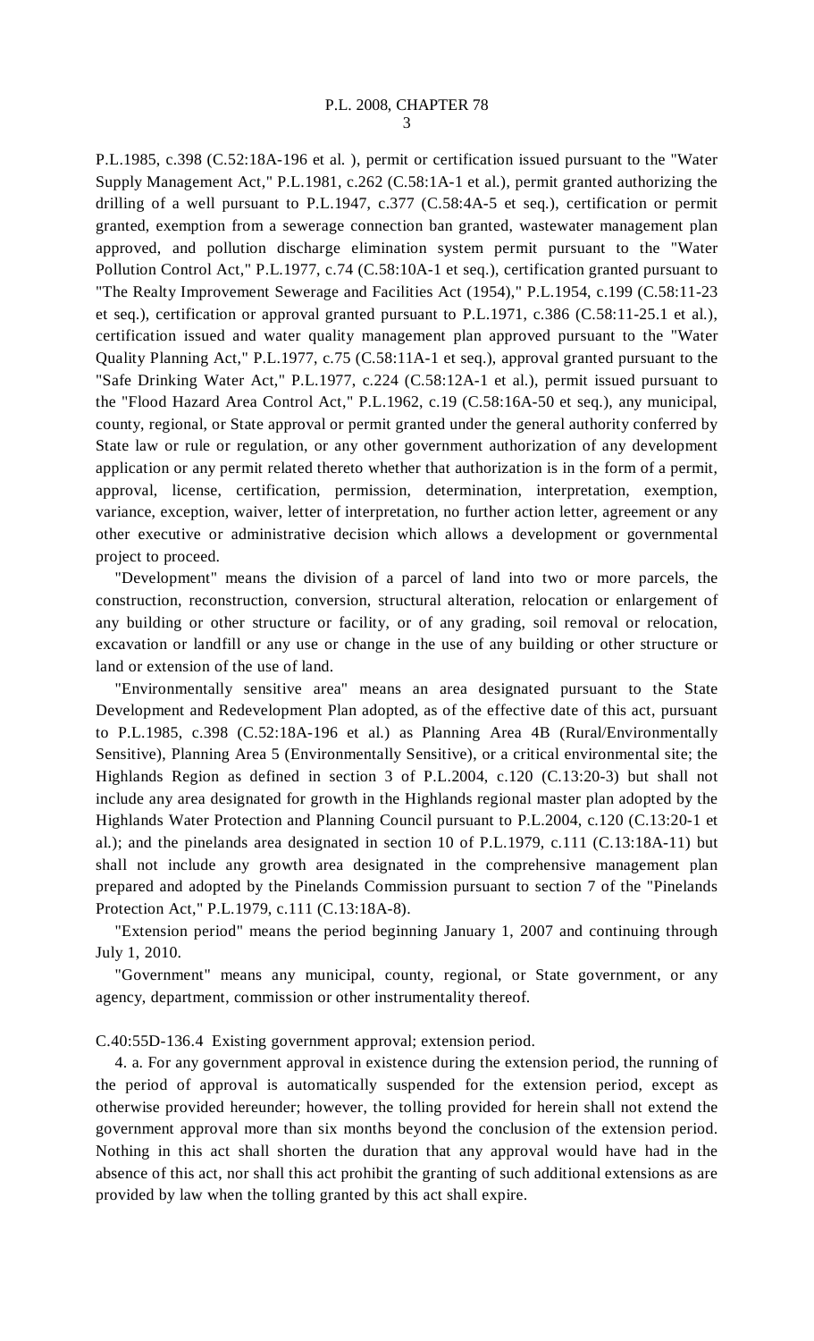P.L.1985, c.398 (C.52:18A-196 et al. ), permit or certification issued pursuant to the "Water Supply Management Act," P.L.1981, c.262 (C.58:1A-1 et al.), permit granted authorizing the drilling of a well pursuant to P.L.1947, c.377 (C.58:4A-5 et seq.), certification or permit granted, exemption from a sewerage connection ban granted, wastewater management plan approved, and pollution discharge elimination system permit pursuant to the "Water Pollution Control Act," P.L.1977, c.74 (C.58:10A-1 et seq.), certification granted pursuant to "The Realty Improvement Sewerage and Facilities Act (1954)," P.L.1954, c.199 (C.58:11-23 et seq.), certification or approval granted pursuant to P.L.1971, c.386 (C.58:11-25.1 et al.), certification issued and water quality management plan approved pursuant to the "Water Quality Planning Act," P.L.1977, c.75 (C.58:11A-1 et seq.), approval granted pursuant to the "Safe Drinking Water Act," P.L.1977, c.224 (C.58:12A-1 et al.), permit issued pursuant to the "Flood Hazard Area Control Act," P.L.1962, c.19 (C.58:16A-50 et seq.), any municipal, county, regional, or State approval or permit granted under the general authority conferred by State law or rule or regulation, or any other government authorization of any development application or any permit related thereto whether that authorization is in the form of a permit, approval, license, certification, permission, determination, interpretation, exemption, variance, exception, waiver, letter of interpretation, no further action letter, agreement or any other executive or administrative decision which allows a development or governmental project to proceed.

"Development" means the division of a parcel of land into two or more parcels, the construction, reconstruction, conversion, structural alteration, relocation or enlargement of any building or other structure or facility, or of any grading, soil removal or relocation, excavation or landfill or any use or change in the use of any building or other structure or land or extension of the use of land.

"Environmentally sensitive area" means an area designated pursuant to the State Development and Redevelopment Plan adopted, as of the effective date of this act, pursuant to P.L.1985, c.398 (C.52:18A-196 et al.) as Planning Area 4B (Rural/Environmentally Sensitive), Planning Area 5 (Environmentally Sensitive), or a critical environmental site; the Highlands Region as defined in section 3 of P.L.2004, c.120 (C.13:20-3) but shall not include any area designated for growth in the Highlands regional master plan adopted by the Highlands Water Protection and Planning Council pursuant to P.L.2004, c.120 (C.13:20-1 et al.); and the pinelands area designated in section 10 of P.L.1979, c.111 (C.13:18A-11) but shall not include any growth area designated in the comprehensive management plan prepared and adopted by the Pinelands Commission pursuant to section 7 of the "Pinelands Protection Act," P.L.1979, c.111 (C.13:18A-8).

"Extension period" means the period beginning January 1, 2007 and continuing through July 1, 2010.

"Government" means any municipal, county, regional, or State government, or any agency, department, commission or other instrumentality thereof.

C.40:55D-136.4 Existing government approval; extension period.

4. a. For any government approval in existence during the extension period, the running of the period of approval is automatically suspended for the extension period, except as otherwise provided hereunder; however, the tolling provided for herein shall not extend the government approval more than six months beyond the conclusion of the extension period. Nothing in this act shall shorten the duration that any approval would have had in the absence of this act, nor shall this act prohibit the granting of such additional extensions as are provided by law when the tolling granted by this act shall expire.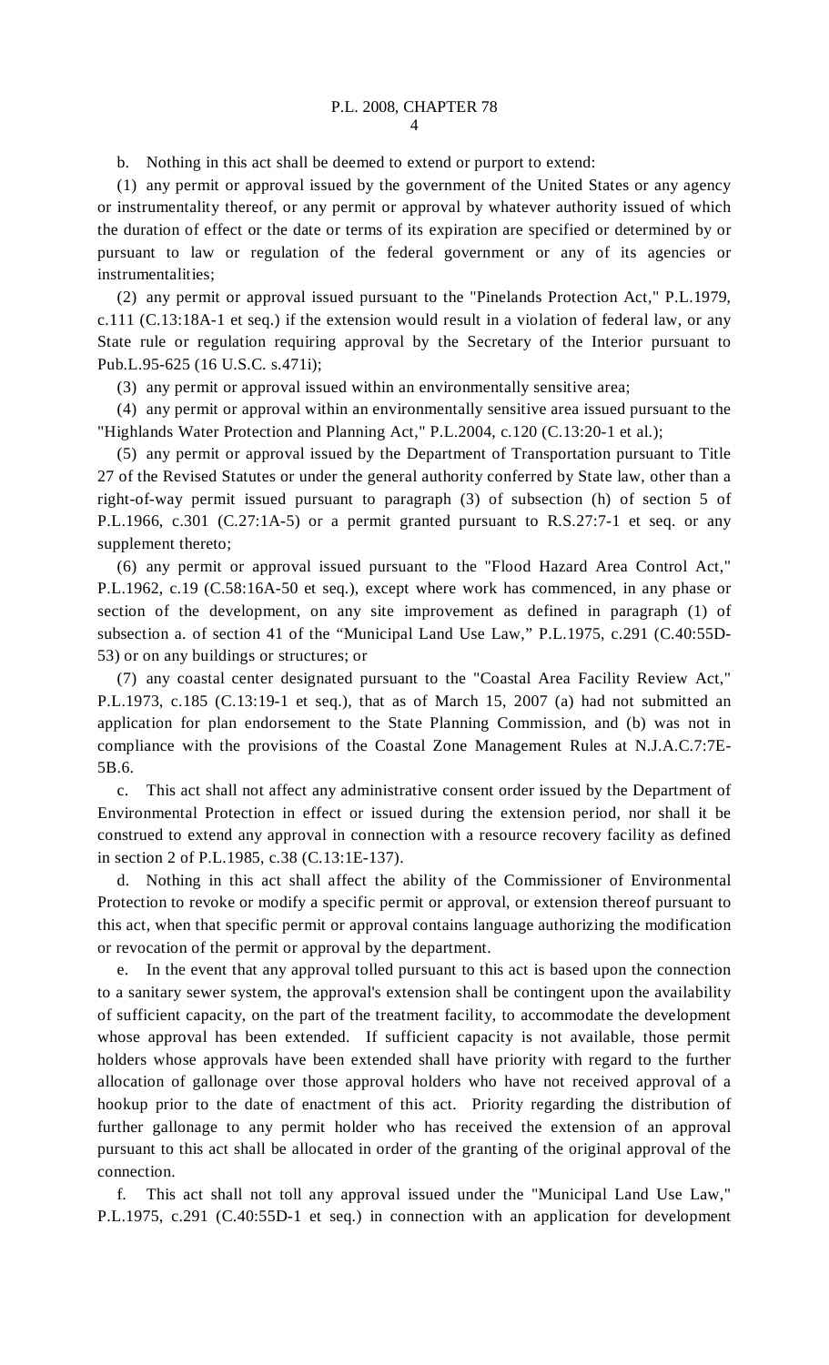b. Nothing in this act shall be deemed to extend or purport to extend:

(1) any permit or approval issued by the government of the United States or any agency or instrumentality thereof, or any permit or approval by whatever authority issued of which the duration of effect or the date or terms of its expiration are specified or determined by or pursuant to law or regulation of the federal government or any of its agencies or instrumentalities;

(2) any permit or approval issued pursuant to the "Pinelands Protection Act," P.L.1979, c.111 (C.13:18A-1 et seq.) if the extension would result in a violation of federal law, or any State rule or regulation requiring approval by the Secretary of the Interior pursuant to Pub.L.95-625 (16 U.S.C. s.471i);

(3) any permit or approval issued within an environmentally sensitive area;

(4) any permit or approval within an environmentally sensitive area issued pursuant to the "Highlands Water Protection and Planning Act," P.L.2004, c.120 (C.13:20-1 et al.);

(5) any permit or approval issued by the Department of Transportation pursuant to Title 27 of the Revised Statutes or under the general authority conferred by State law, other than a right-of-way permit issued pursuant to paragraph (3) of subsection (h) of section 5 of P.L.1966, c.301 (C.27:1A-5) or a permit granted pursuant to R.S.27:7-1 et seq. or any supplement thereto;

(6) any permit or approval issued pursuant to the "Flood Hazard Area Control Act," P.L.1962, c.19 (C.58:16A-50 et seq.), except where work has commenced, in any phase or section of the development, on any site improvement as defined in paragraph (1) of subsection a. of section 41 of the "Municipal Land Use Law," P.L.1975, c.291 (C.40:55D-53) or on any buildings or structures; or

(7) any coastal center designated pursuant to the "Coastal Area Facility Review Act," P.L.1973, c.185 (C.13:19-1 et seq.), that as of March 15, 2007 (a) had not submitted an application for plan endorsement to the State Planning Commission, and (b) was not in compliance with the provisions of the Coastal Zone Management Rules at N.J.A.C.7:7E-5B.6.

c. This act shall not affect any administrative consent order issued by the Department of Environmental Protection in effect or issued during the extension period, nor shall it be construed to extend any approval in connection with a resource recovery facility as defined in section 2 of P.L.1985, c.38 (C.13:1E-137).

d. Nothing in this act shall affect the ability of the Commissioner of Environmental Protection to revoke or modify a specific permit or approval, or extension thereof pursuant to this act, when that specific permit or approval contains language authorizing the modification or revocation of the permit or approval by the department.

e. In the event that any approval tolled pursuant to this act is based upon the connection to a sanitary sewer system, the approval's extension shall be contingent upon the availability of sufficient capacity, on the part of the treatment facility, to accommodate the development whose approval has been extended. If sufficient capacity is not available, those permit holders whose approvals have been extended shall have priority with regard to the further allocation of gallonage over those approval holders who have not received approval of a hookup prior to the date of enactment of this act. Priority regarding the distribution of further gallonage to any permit holder who has received the extension of an approval pursuant to this act shall be allocated in order of the granting of the original approval of the connection.

f. This act shall not toll any approval issued under the "Municipal Land Use Law," P.L.1975, c.291 (C.40:55D-1 et seq.) in connection with an application for development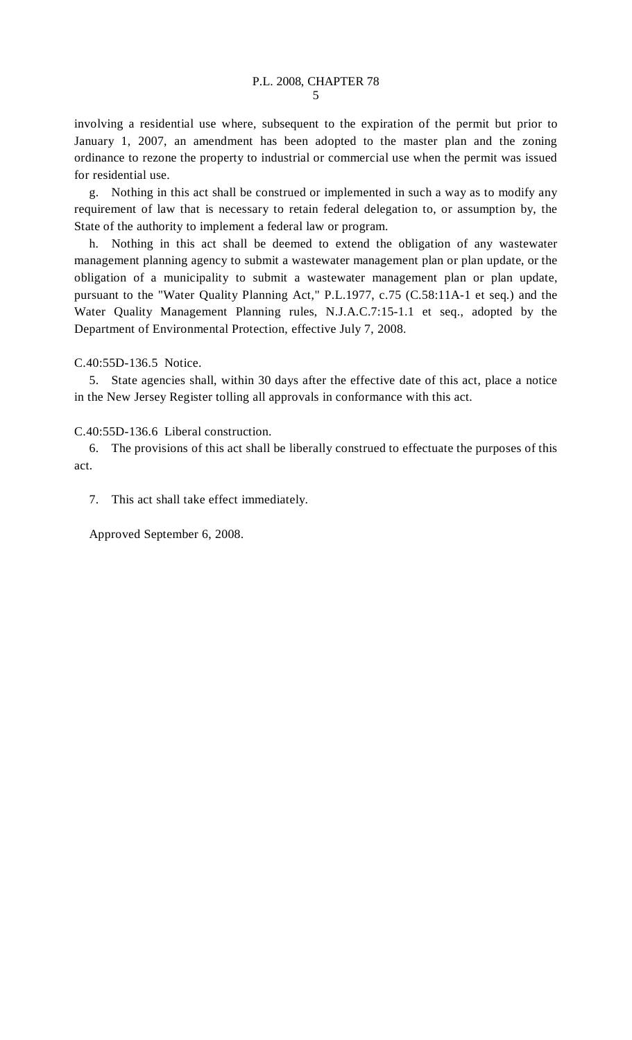involving a residential use where, subsequent to the expiration of the permit but prior to January 1, 2007, an amendment has been adopted to the master plan and the zoning ordinance to rezone the property to industrial or commercial use when the permit was issued for residential use.

g. Nothing in this act shall be construed or implemented in such a way as to modify any requirement of law that is necessary to retain federal delegation to, or assumption by, the State of the authority to implement a federal law or program.

h. Nothing in this act shall be deemed to extend the obligation of any wastewater management planning agency to submit a wastewater management plan or plan update, or the obligation of a municipality to submit a wastewater management plan or plan update, pursuant to the "Water Quality Planning Act," P.L.1977, c.75 (C.58:11A-1 et seq.) and the Water Quality Management Planning rules, N.J.A.C.7:15-1.1 et seq., adopted by the Department of Environmental Protection, effective July 7, 2008.

C.40:55D-136.5 Notice.

5. State agencies shall, within 30 days after the effective date of this act, place a notice in the New Jersey Register tolling all approvals in conformance with this act.

C.40:55D-136.6 Liberal construction.

6. The provisions of this act shall be liberally construed to effectuate the purposes of this act.

7. This act shall take effect immediately.

Approved September 6, 2008.